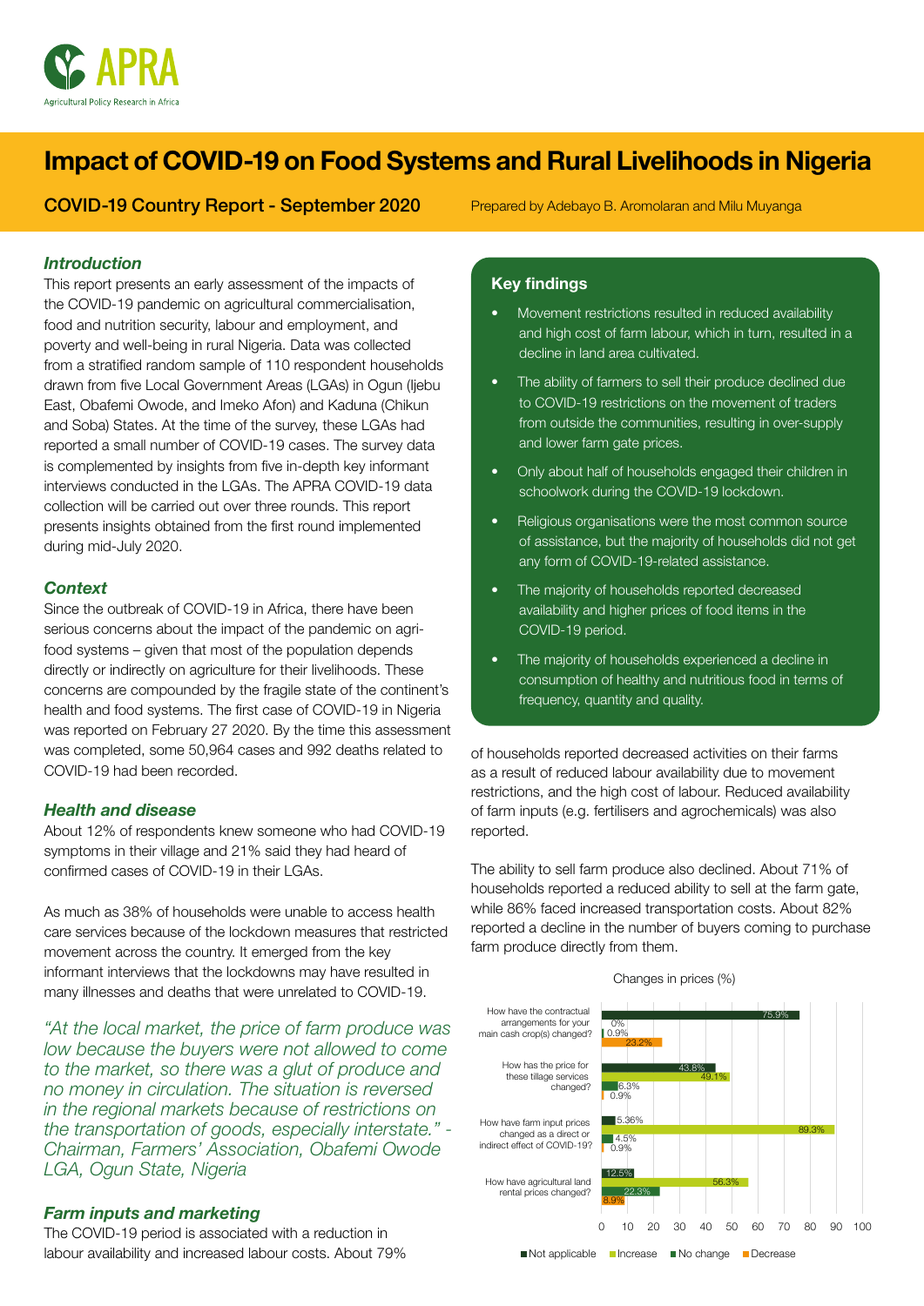APRA

Agricultural Policy Research in Africa

# Impact of COVID-19 on Food Systems and Rural Livelihoods in Nigeria

**COVID-19 Country Report - September 2020**

Prepared by Adebayo B. Aromolaran and Milu Muyanga

### *Introduction*

This report presents an early assessment of the impacts of the COVID-19 pandemic on agricultural commercialisation, food and nutrition security, labour and employment, and poverty and well-being in rural Nigeria. Data was collected from a stratified random sample of 110 respondent households drawn from five Local Government Areas (LGAs) in Ogun (Ijebu East, Obafemi Owode, and Imeko Afon) and Kaduna (Chikun and Soba) States. At the time of the survey, these LGAs had reported a small number of COVID-19 cases. The survey data is complemented by insights from five in-depth key informant interviews conducted in the LGAs. The APRA COVID-19 data collection will be carried out over three rounds. This report presents insights obtained from the first round implemented during mid-July 2020.

### *Context*

Since the outbreak of COVID-19 in Africa, there have been serious concerns about the impact of the pandemic on agri-food systems – given that most of the population depends directly or indirectly on agriculture for their livelihoods. These concerns are compounded by the fragile state of the continent's health and food systems. The first case of COVID-19 in Nigeria was reported on February 27 2020. By the time this assessment was completed, some 50,964 cases and 992 deaths related to COVID-19 had been recorded.

### *Health and disease*

About 12% of respondents knew someone who had COVID-19 symptoms in their village and 21% said they had heard of confirmed cases of COVID-19 in their LGAs.

As much as 38% of households were unable to access health care services because of the lockdown measures that restricted movement across the country. It emerged from the key informant interviews that the lockdowns may have resulted in many illnesses and deaths that were unrelated to COVID-19.

*"At the local market, the price of farm produce was low because the buyers were not allowed to come to the market, so there was a glut of produce and no money in circulation. The situation is reversed in the regional markets because of restrictions on the transportation of goods, especially interstate." - Chairman, Farmers' Association, Obafemi Owode LGA, Ogun State, Nigeria*

### *Farm inputs and marketing*

The COVID-19 period is associated with a reduction in labour availability and increased labour costs. About 79% of households reported decreased activities on their farms as a result of reduced labour availability due to movement restrictions, and the high cost of labour. Reduced availability of farm inputs (e.g. fertilisers and agrochemicals) was also reported.

The ability to sell farm produce also declined. About 71% of households reported a reduced ability to sell at the farm gate, while 86% faced increased transportation costs. About 82% reported a decline in the number of buyers coming to purchase farm produce directly from them.

### Key findings

- Movement restrictions resulted in reduced availability and high cost of farm labour, which in turn, resulted in a decline in land area cultivated.
- The ability of farmers to sell their produce declined due to COVID-19 restrictions on the movement of traders from outside the communities, resulting in over-supply and lower farm gate prices.
- Only about half of households engaged their children in schoolwork during the COVID-19 lockdown.
- Religious organisations were the most common source of assistance, but the majority of households did not get any form of COVID-19-related assistance.
- The majority of households reported decreased availability and higher prices of food items in the COVID-19 period.
- The majority of households experienced a decline in consumption of healthy and nutritious food in terms of frequency, quantity and quality.

Changes in prices (%)

| | Not applicable | Increase | No change | Decrease |
|---|---|---|---|---|
| How have the contractual arrangements for your main cash crop(s) changed? | 75.9% | 0% | 0.9% | 23.2% |
| How has the price for these tillage services changed? | 43.8% | 49.1% | 6.3% | 0.9% |
| How have farm input prices changed as a direct or indirect effect of COVID-19? | 5.36% | 89.3% | 4.5% | 0.9% |
| How have agricultural land rental prices changed? | 12.5% | 56.3% | 22.3% | 8.9% |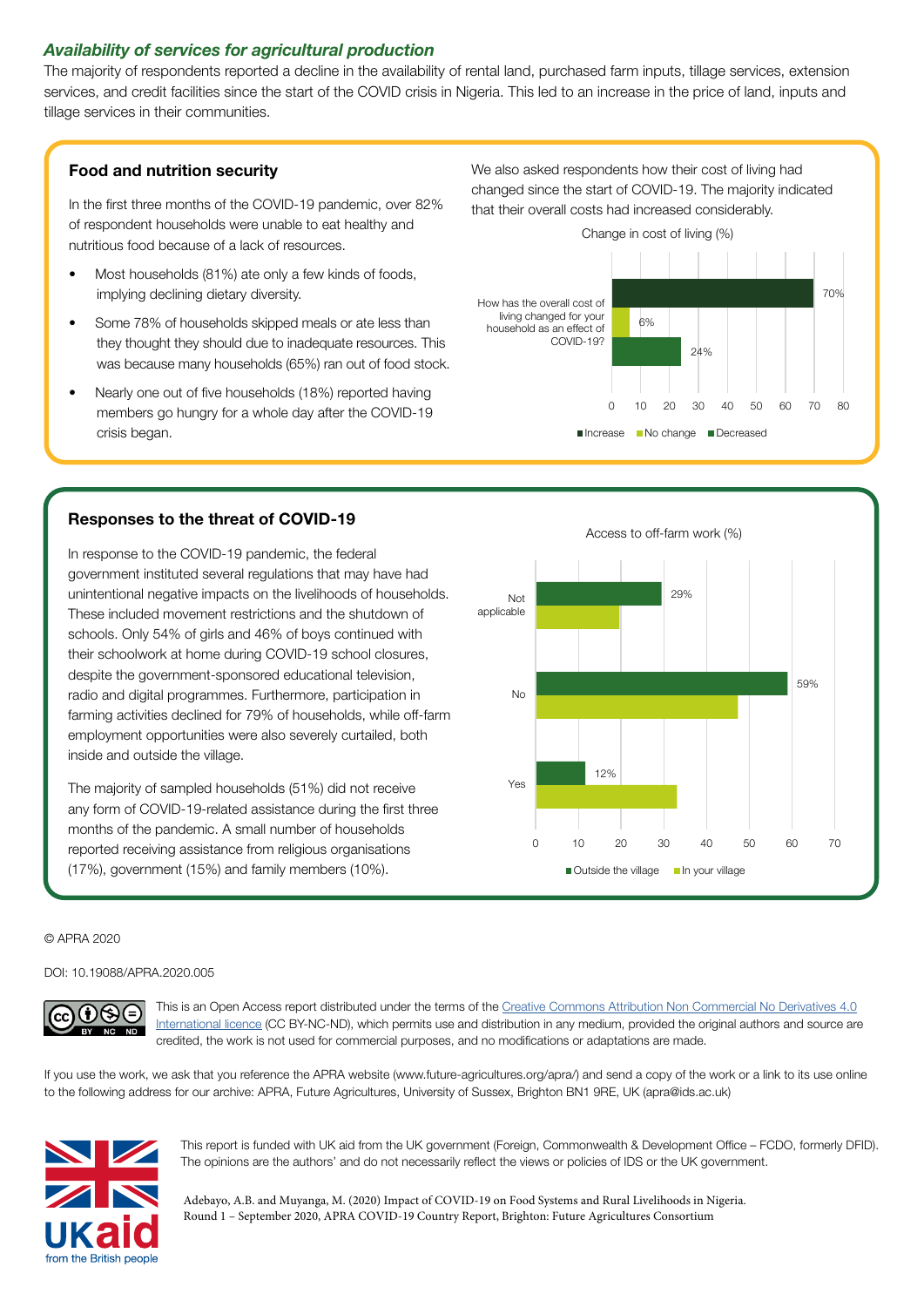### *Availability of services for agricultural production*

The majority of respondents reported a decline in the availability of rental land, purchased farm inputs, tillage services, extension services, and credit facilities since the start of the COVID crisis in Nigeria. This led to an increase in the price of land, inputs and tillage services in their communities.

## Food and nutrition security

In the first three months of the COVID-19 pandemic, over 82% of respondent households were unable to eat healthy and nutritious food because of a lack of resources.

- Most households (81%) ate only a few kinds of foods, implying declining dietary diversity.
- Some 78% of households skipped meals or ate less than they thought they should due to inadequate resources. This was because many households (65%) ran out of food stock.
- Nearly one out of five households (18%) reported having members go hungry for a whole day after the COVID-19 crisis began.

We also asked respondents how their cost of living had changed since the start of COVID-19. The majority indicated that their overall costs had increased considerably.

Change in cost of living (%)

How has the overall cost of living changed for your household as an effect of COVID-19?

70%
6%
24%

0 10 20 30 40 50 60 70 80

Increase · No change · Decreased

## Responses to the threat of COVID-19

In response to the COVID-19 pandemic, the federal government instituted several regulations that may have had unintentional negative impacts on the livelihoods of households. These included movement restrictions and the shutdown of schools. Only 54% of girls and 46% of boys continued with their schoolwork at home during COVID-19 school closures, despite the government-sponsored educational television, radio and digital programmes. Furthermore, participation in farming activities declined for 79% of households, while off-farm employment opportunities were also severely curtailed, both inside and outside the village.

The majority of sampled households (51%) did not receive any form of COVID-19-related assistance during the first three months of the pandemic. A small number of households reported receiving assistance from religious organisations (17%), government (15%) and family members (10%).

Access to off-farm work (%)

Not applicable: 29%
No: 59%
Yes: 12%

0 10 20 30 40 50 60 70

Outside the village · In your village

© APRA 2020

DOI: 10.19088/APRA.2020.005

This is an Open Access report distributed under the terms of the Creative Commons Attribution Non Commercial No Derivatives 4.0 International licence (CC BY-NC-ND), which permits use and distribution in any medium, provided the original authors and source are credited, the work is not used for commercial purposes, and no modifications or adaptations are made.

If you use the work, we ask that you reference the APRA website (www.future-agricultures.org/apra/) and send a copy of the work or a link to its use online to the following address for our archive: APRA, Future Agricultures, University of Sussex, Brighton BN1 9RE, UK (apra@ids.ac.uk)

This report is funded with UK aid from the UK government (Foreign, Commonwealth & Development Office – FCDO, formerly DFID). The opinions are the authors' and do not necessarily reflect the views or policies of IDS or the UK government.

Adebayo, A.B. and Muyanga, M. (2020) Impact of COVID-19 on Food Systems and Rural Livelihoods in Nigeria. Round 1 – September 2020, APRA COVID-19 Country Report, Brighton: Future Agricultures Consortium